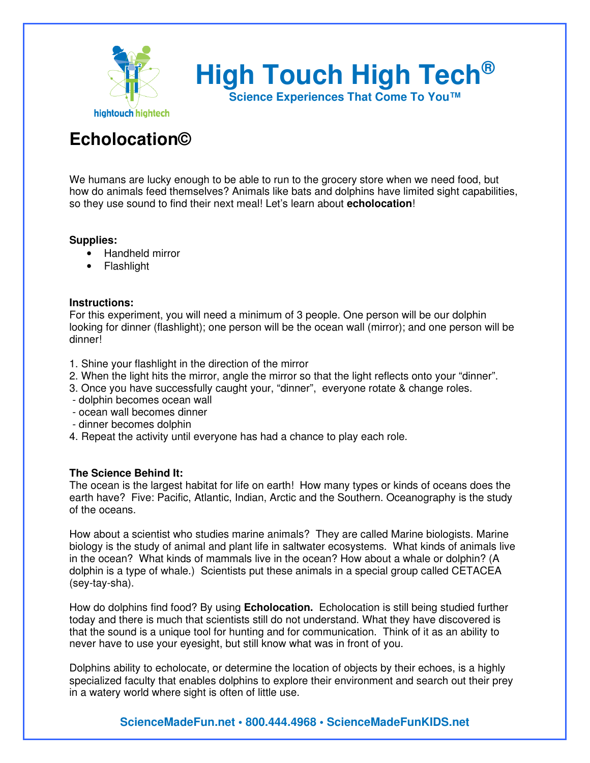# High Touch High Tech®

**Science Experiences That Come To You™**

## Echolocation©

We humans are lucky enough to be able to run to the grocery store when we need food, but how do animals feed themselves? Animals like bats and dolphins have limited sight capabilities, so they use sound to find their next meal! Let's learn about **echolocation**!

**Supplies:**

- Handheld mirror
- Flashlight

**Instructions:**
For this experiment, you will need a minimum of 3 people. One person will be our dolphin looking for dinner (flashlight); one person will be the ocean wall (mirror); and one person will be dinner!

1. Shine your flashlight in the direction of the mirror
2. When the light hits the mirror, angle the mirror so that the light reflects onto your "dinner".
3. Once you have successfully caught your, "dinner", everyone rotate & change roles.
   - dolphin becomes ocean wall
   - ocean wall becomes dinner
   - dinner becomes dolphin
4. Repeat the activity until everyone has had a chance to play each role.

**The Science Behind It:**
The ocean is the largest habitat for life on earth! How many types or kinds of oceans does the earth have? Five: Pacific, Atlantic, Indian, Arctic and the Southern. Oceanography is the study of the oceans.

How about a scientist who studies marine animals? They are called Marine biologists. Marine biology is the study of animal and plant life in saltwater ecosystems. What kinds of animals live in the ocean? What kinds of mammals live in the ocean? How about a whale or dolphin? (A dolphin is a type of whale.) Scientists put these animals in a special group called CETACEA (sey-tay-sha).

How do dolphins find food? By using **Echolocation.** Echolocation is still being studied further today and there is much that scientists still do not understand. What they have discovered is that the sound is a unique tool for hunting and for communication. Think of it as an ability to never have to use your eyesight, but still know what was in front of you.

Dolphins ability to echolocate, or determine the location of objects by their echoes, is a highly specialized faculty that enables dolphins to explore their environment and search out their prey in a watery world where sight is often of little use.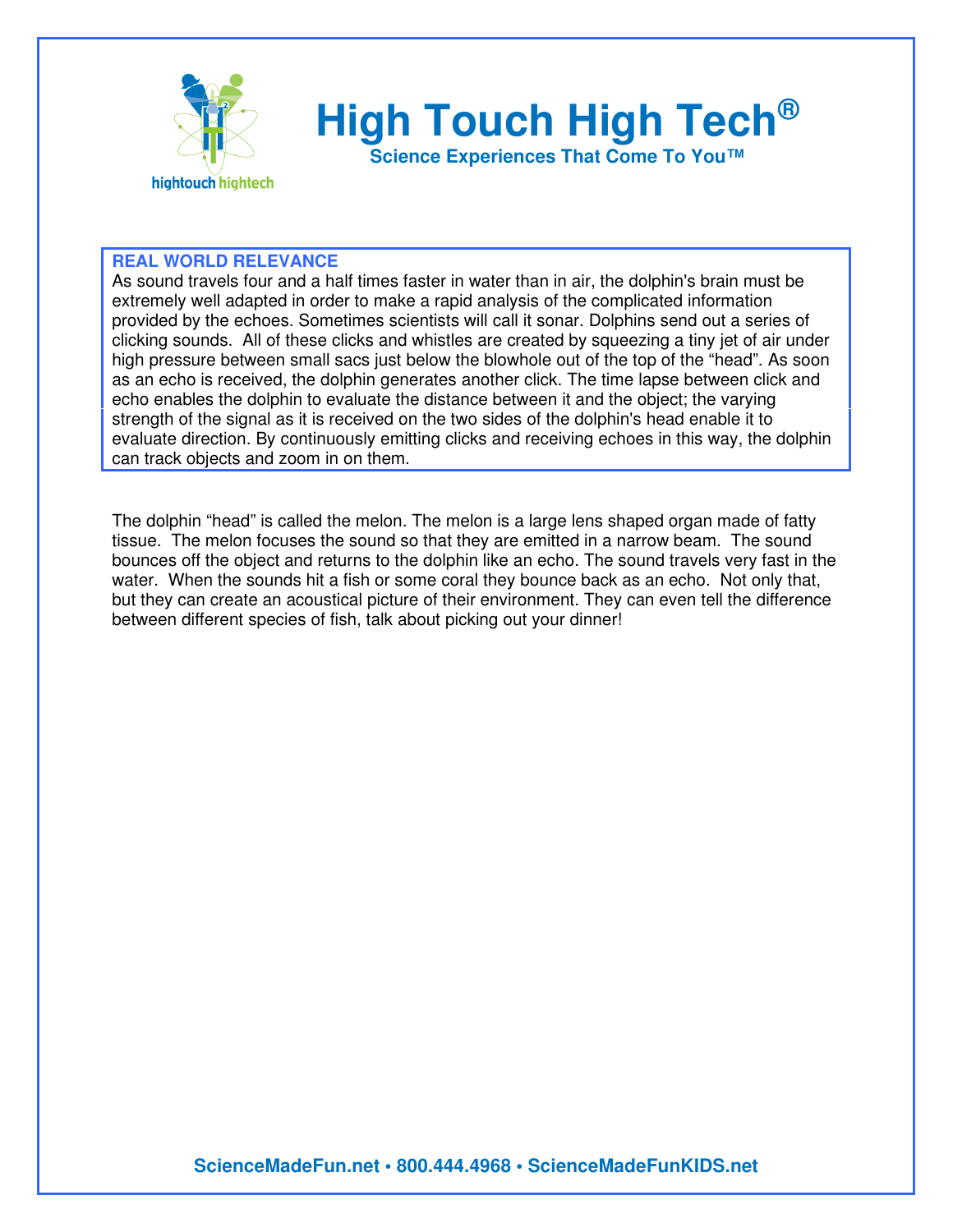# High Touch High Tech®

**Science Experiences That Come To You™**

### REAL WORLD RELEVANCE

As sound travels four and a half times faster in water than in air, the dolphin's brain must be extremely well adapted in order to make a rapid analysis of the complicated information provided by the echoes. Sometimes scientists will call it sonar. Dolphins send out a series of clicking sounds. All of these clicks and whistles are created by squeezing a tiny jet of air under high pressure between small sacs just below the blowhole out of the top of the "head". As soon as an echo is received, the dolphin generates another click. The time lapse between click and echo enables the dolphin to evaluate the distance between it and the object; the varying strength of the signal as it is received on the two sides of the dolphin's head enable it to evaluate direction. By continuously emitting clicks and receiving echoes in this way, the dolphin can track objects and zoom in on them.

The dolphin "head" is called the melon. The melon is a large lens shaped organ made of fatty tissue. The melon focuses the sound so that they are emitted in a narrow beam. The sound bounces off the object and returns to the dolphin like an echo. The sound travels very fast in the water. When the sounds hit a fish or some coral they bounce back as an echo. Not only that, but they can create an acoustical picture of their environment. They can even tell the difference between different species of fish, talk about picking out your dinner!

**ScienceMadeFun.net • 800.444.4968 • ScienceMadeFunKIDS.net**